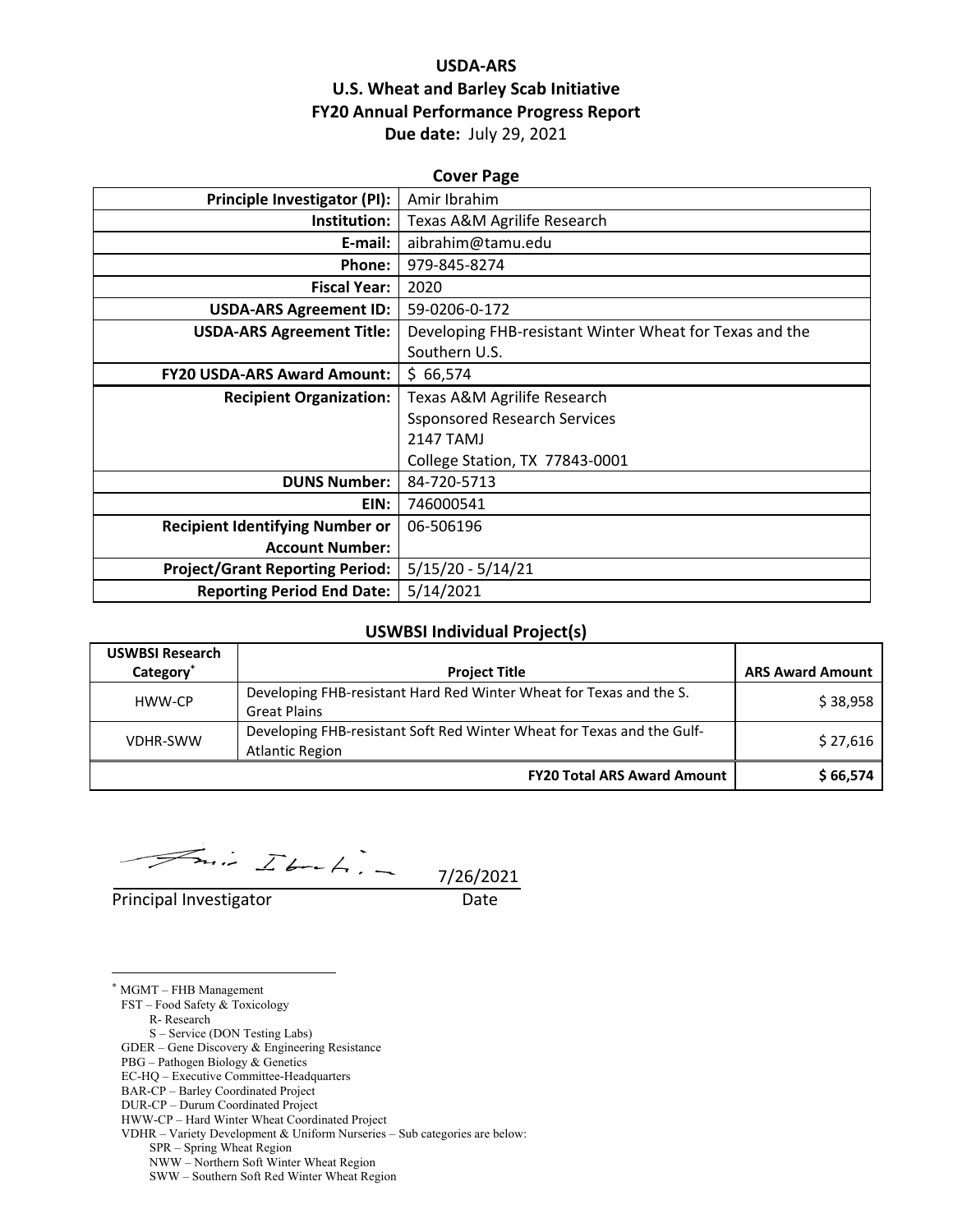**USDA-ARS**
**U.S. Wheat and Barley Scab Initiative**
**FY20 Annual Performance Progress Report**
**Due date:** July 29, 2021

**Cover Page**

| | |
|---|---|
| **Principle Investigator (PI):** | Amir Ibrahim |
| **Institution:** | Texas A&M Agrilife Research |
| **E-mail:** | aibrahim@tamu.edu |
| **Phone:** | 979-845-8274 |
| **Fiscal Year:** | 2020 |
| **USDA-ARS Agreement ID:** | 59-0206-0-172 |
| **USDA-ARS Agreement Title:** | Developing FHB-resistant Winter Wheat for Texas and the Southern U.S. |
| **FY20 USDA-ARS Award Amount:** | $ 66,574 |
| **Recipient Organization:** | Texas A&M Agrilife Research<br>Ssponsored Research Services<br>2147 TAMJ<br>College Station, TX 77843-0001 |
| **DUNS Number:** | 84-720-5713 |
| **EIN:** | 746000541 |
| **Recipient Identifying Number or Account Number:** | 06-506196 |
| **Project/Grant Reporting Period:** | 5/15/20 - 5/14/21 |
| **Reporting Period End Date:** | 5/14/2021 |

**USWBSI Individual Project(s)**

| USWBSI Research Category* | Project Title | ARS Award Amount |
|---|---|---|
| HWW-CP | Developing FHB-resistant Hard Red Winter Wheat for Texas and the S. Great Plains | $ 38,958 |
| VDHR-SWW | Developing FHB-resistant Soft Red Winter Wheat for Texas and the Gulf-Atlantic Region | $ 27,616 |
| | **FY20 Total ARS Award Amount** | **$ 66,574** |

7/26/2021

Principal Investigator Date

* MGMT – FHB Management
FST – Food Safety & Toxicology
R- Research
S – Service (DON Testing Labs)
GDER – Gene Discovery & Engineering Resistance
PBG – Pathogen Biology & Genetics
EC-HQ – Executive Committee-Headquarters
BAR-CP – Barley Coordinated Project
DUR-CP – Durum Coordinated Project
HWW-CP – Hard Winter Wheat Coordinated Project
VDHR – Variety Development & Uniform Nurseries – Sub categories are below:
SPR – Spring Wheat Region
NWW – Northern Soft Winter Wheat Region
SWW – Southern Soft Red Winter Wheat Region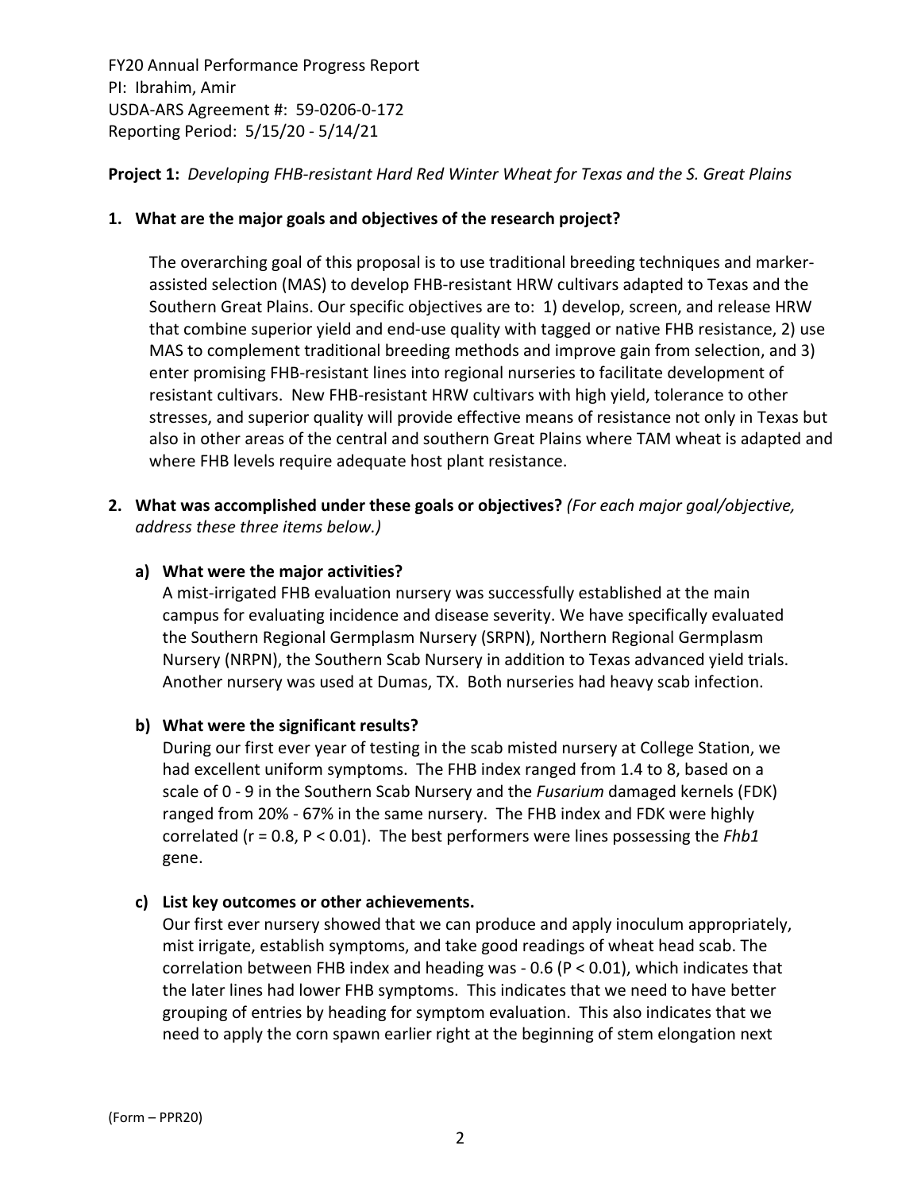FY20 Annual Performance Progress Report
PI: Ibrahim, Amir
USDA-ARS Agreement #: 59-0206-0-172
Reporting Period: 5/15/20 - 5/14/21

**Project 1:** *Developing FHB-resistant Hard Red Winter Wheat for Texas and the S. Great Plains*

**1. What are the major goals and objectives of the research project?**

The overarching goal of this proposal is to use traditional breeding techniques and marker-assisted selection (MAS) to develop FHB-resistant HRW cultivars adapted to Texas and the Southern Great Plains. Our specific objectives are to: 1) develop, screen, and release HRW that combine superior yield and end-use quality with tagged or native FHB resistance, 2) use MAS to complement traditional breeding methods and improve gain from selection, and 3) enter promising FHB-resistant lines into regional nurseries to facilitate development of resistant cultivars. New FHB-resistant HRW cultivars with high yield, tolerance to other stresses, and superior quality will provide effective means of resistance not only in Texas but also in other areas of the central and southern Great Plains where TAM wheat is adapted and where FHB levels require adequate host plant resistance.

**2. What was accomplished under these goals or objectives?** *(For each major goal/objective, address these three items below.)*

**a) What were the major activities?**

A mist-irrigated FHB evaluation nursery was successfully established at the main campus for evaluating incidence and disease severity. We have specifically evaluated the Southern Regional Germplasm Nursery (SRPN), Northern Regional Germplasm Nursery (NRPN), the Southern Scab Nursery in addition to Texas advanced yield trials. Another nursery was used at Dumas, TX. Both nurseries had heavy scab infection.

**b) What were the significant results?**

During our first ever year of testing in the scab misted nursery at College Station, we had excellent uniform symptoms. The FHB index ranged from 1.4 to 8, based on a scale of 0 - 9 in the Southern Scab Nursery and the *Fusarium* damaged kernels (FDK) ranged from 20% - 67% in the same nursery. The FHB index and FDK were highly correlated ($r = 0.8$, $P < 0.01$). The best performers were lines possessing the *Fhb1* gene.

**c) List key outcomes or other achievements.**

Our first ever nursery showed that we can produce and apply inoculum appropriately, mist irrigate, establish symptoms, and take good readings of wheat head scab. The correlation between FHB index and heading was - 0.6 ($P < 0.01$), which indicates that the later lines had lower FHB symptoms. This indicates that we need to have better grouping of entries by heading for symptom evaluation. This also indicates that we need to apply the corn spawn earlier right at the beginning of stem elongation next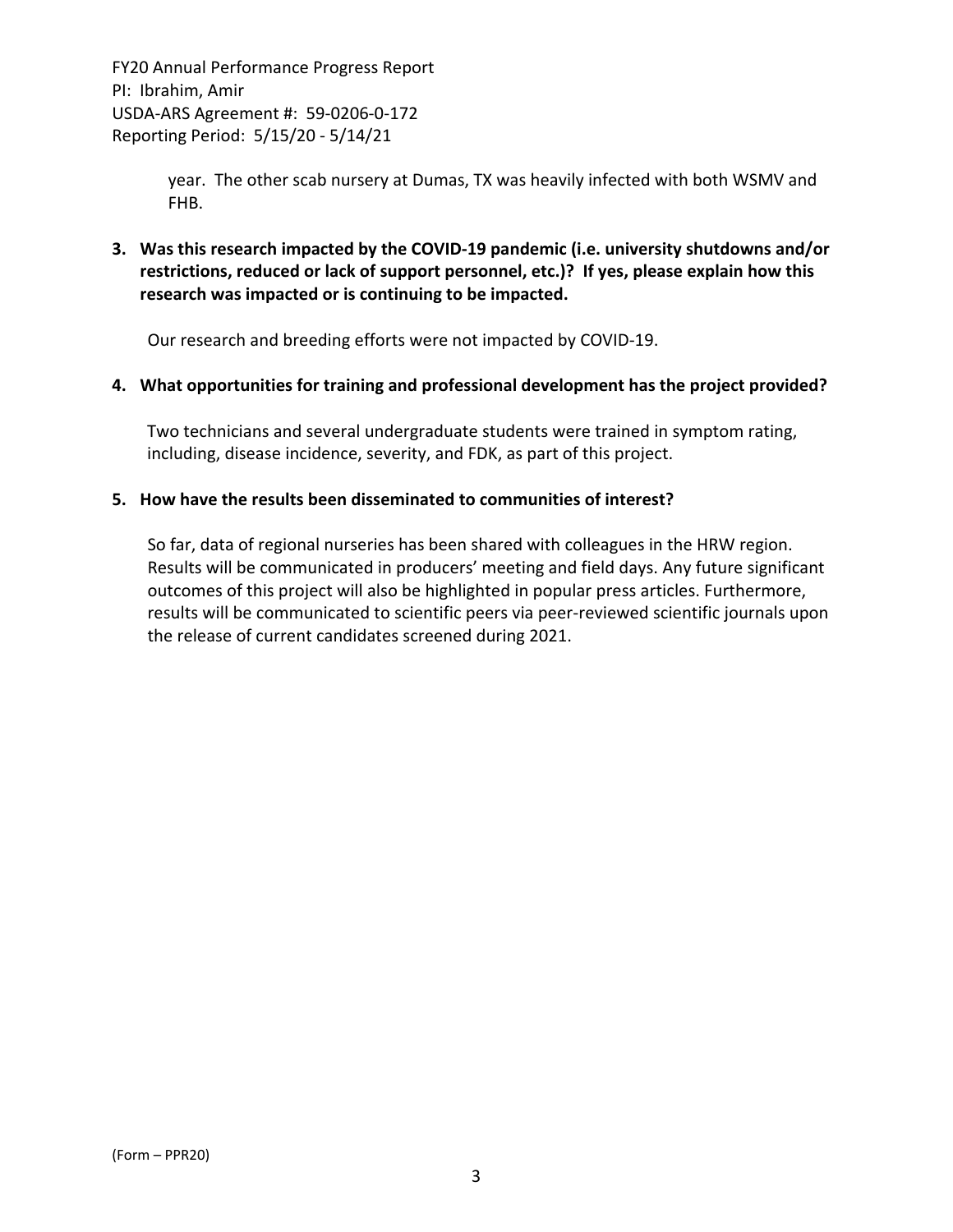year. The other scab nursery at Dumas, TX was heavily infected with both WSMV and FHB.

**3. Was this research impacted by the COVID-19 pandemic (i.e. university shutdowns and/or restrictions, reduced or lack of support personnel, etc.)? If yes, please explain how this research was impacted or is continuing to be impacted.**

Our research and breeding efforts were not impacted by COVID-19.

**4. What opportunities for training and professional development has the project provided?**

Two technicians and several undergraduate students were trained in symptom rating, including, disease incidence, severity, and FDK, as part of this project.

**5. How have the results been disseminated to communities of interest?**

So far, data of regional nurseries has been shared with colleagues in the HRW region. Results will be communicated in producers' meeting and field days. Any future significant outcomes of this project will also be highlighted in popular press articles. Furthermore, results will be communicated to scientific peers via peer-reviewed scientific journals upon the release of current candidates screened during 2021.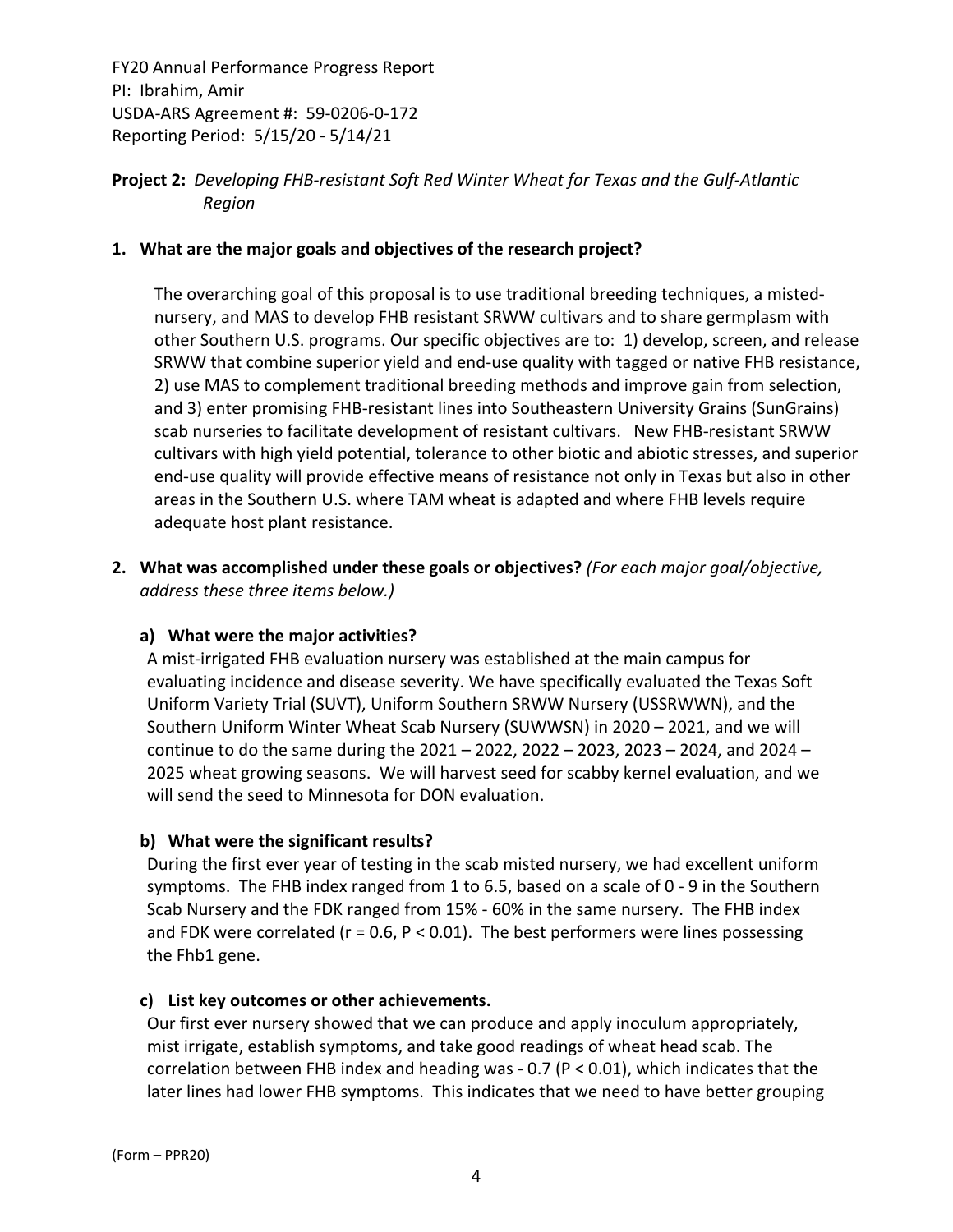FY20 Annual Performance Progress Report
PI: Ibrahim, Amir
USDA-ARS Agreement #: 59-0206-0-172
Reporting Period: 5/15/20 - 5/14/21

**Project 2:** *Developing FHB-resistant Soft Red Winter Wheat for Texas and the Gulf-Atlantic Region*

**1. What are the major goals and objectives of the research project?**

The overarching goal of this proposal is to use traditional breeding techniques, a misted-nursery, and MAS to develop FHB resistant SRWW cultivars and to share germplasm with other Southern U.S. programs. Our specific objectives are to: 1) develop, screen, and release SRWW that combine superior yield and end-use quality with tagged or native FHB resistance, 2) use MAS to complement traditional breeding methods and improve gain from selection, and 3) enter promising FHB-resistant lines into Southeastern University Grains (SunGrains) scab nurseries to facilitate development of resistant cultivars. New FHB-resistant SRWW cultivars with high yield potential, tolerance to other biotic and abiotic stresses, and superior end-use quality will provide effective means of resistance not only in Texas but also in other areas in the Southern U.S. where TAM wheat is adapted and where FHB levels require adequate host plant resistance.

**2. What was accomplished under these goals or objectives?** *(For each major goal/objective, address these three items below.)*

**a) What were the major activities?**

A mist-irrigated FHB evaluation nursery was established at the main campus for evaluating incidence and disease severity. We have specifically evaluated the Texas Soft Uniform Variety Trial (SUVT), Uniform Southern SRWW Nursery (USSRWWN), and the Southern Uniform Winter Wheat Scab Nursery (SUWWSN) in 2020 – 2021, and we will continue to do the same during the 2021 – 2022, 2022 – 2023, 2023 – 2024, and 2024 – 2025 wheat growing seasons. We will harvest seed for scabby kernel evaluation, and we will send the seed to Minnesota for DON evaluation.

**b) What were the significant results?**

During the first ever year of testing in the scab misted nursery, we had excellent uniform symptoms. The FHB index ranged from 1 to 6.5, based on a scale of 0 - 9 in the Southern Scab Nursery and the FDK ranged from 15% - 60% in the same nursery. The FHB index and FDK were correlated ($r = 0.6$, $P < 0.01$). The best performers were lines possessing the Fhb1 gene.

**c) List key outcomes or other achievements.**

Our first ever nursery showed that we can produce and apply inoculum appropriately, mist irrigate, establish symptoms, and take good readings of wheat head scab. The correlation between FHB index and heading was - 0.7 ($P < 0.01$), which indicates that the later lines had lower FHB symptoms. This indicates that we need to have better grouping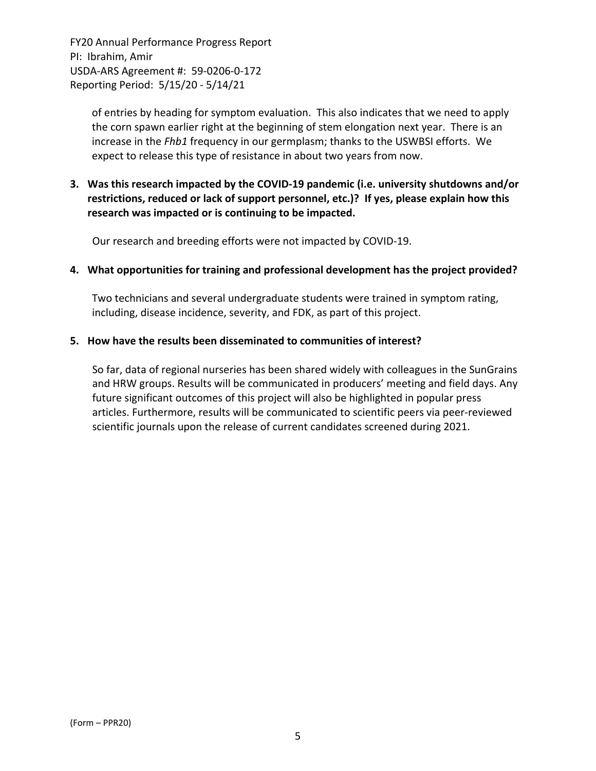of entries by heading for symptom evaluation. This also indicates that we need to apply the corn spawn earlier right at the beginning of stem elongation next year. There is an increase in the *Fhb1* frequency in our germplasm; thanks to the USWBSI efforts. We expect to release this type of resistance in about two years from now.

**3. Was this research impacted by the COVID-19 pandemic (i.e. university shutdowns and/or restrictions, reduced or lack of support personnel, etc.)? If yes, please explain how this research was impacted or is continuing to be impacted.**

Our research and breeding efforts were not impacted by COVID-19.

**4. What opportunities for training and professional development has the project provided?**

Two technicians and several undergraduate students were trained in symptom rating, including, disease incidence, severity, and FDK, as part of this project.

**5. How have the results been disseminated to communities of interest?**

So far, data of regional nurseries has been shared widely with colleagues in the SunGrains and HRW groups. Results will be communicated in producers' meeting and field days. Any future significant outcomes of this project will also be highlighted in popular press articles. Furthermore, results will be communicated to scientific peers via peer-reviewed scientific journals upon the release of current candidates screened during 2021.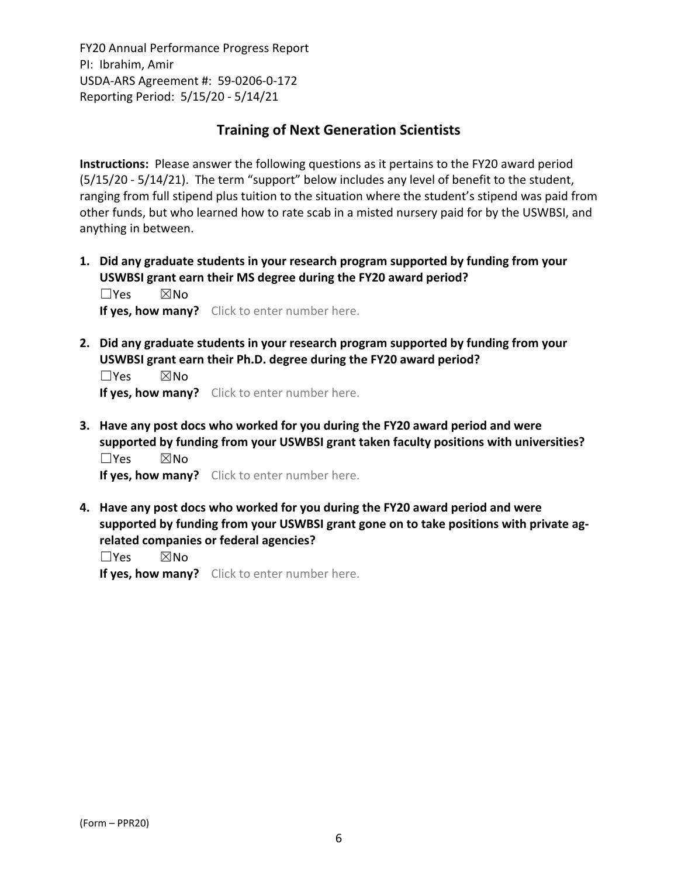FY20 Annual Performance Progress Report
PI: Ibrahim, Amir
USDA-ARS Agreement #: 59-0206-0-172
Reporting Period: 5/15/20 - 5/14/21

## Training of Next Generation Scientists

**Instructions:** Please answer the following questions as it pertains to the FY20 award period (5/15/20 - 5/14/21). The term "support" below includes any level of benefit to the student, ranging from full stipend plus tuition to the situation where the student's stipend was paid from other funds, but who learned how to rate scab in a misted nursery paid for by the USWBSI, and anything in between.

1. **Did any graduate students in your research program supported by funding from your USWBSI grant earn their MS degree during the FY20 award period?**
   ☐Yes ☒No
   **If yes, how many?** Click to enter number here.

2. **Did any graduate students in your research program supported by funding from your USWBSI grant earn their Ph.D. degree during the FY20 award period?**
   ☐Yes ☒No
   **If yes, how many?** Click to enter number here.

3. **Have any post docs who worked for you during the FY20 award period and were supported by funding from your USWBSI grant taken faculty positions with universities?**
   ☐Yes ☒No
   **If yes, how many?** Click to enter number here.

4. **Have any post docs who worked for you during the FY20 award period and were supported by funding from your USWBSI grant gone on to take positions with private ag-related companies or federal agencies?**
   ☐Yes ☒No
   **If yes, how many?** Click to enter number here.

(Form – PPR20)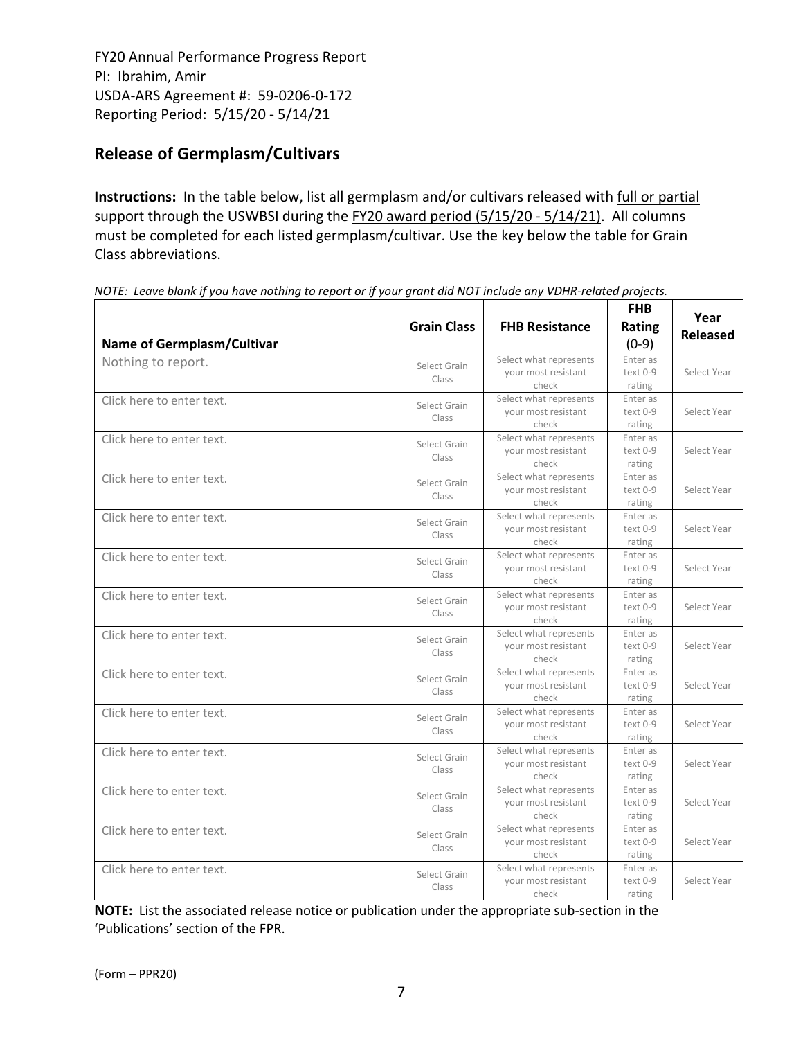FY20 Annual Performance Progress Report
PI: Ibrahim, Amir
USDA-ARS Agreement #: 59-0206-0-172
Reporting Period: 5/15/20 - 5/14/21

## Release of Germplasm/Cultivars

**Instructions:** In the table below, list all germplasm and/or cultivars released with full or partial support through the USWBSI during the FY20 award period (5/15/20 - 5/14/21). All columns must be completed for each listed germplasm/cultivar. Use the key below the table for Grain Class abbreviations.

*NOTE: Leave blank if you have nothing to report or if your grant did NOT include any VDHR-related projects.*

| Name of Germplasm/Cultivar | Grain Class | FHB Resistance | FHB Rating (0-9) | Year Released |
|---|---|---|---|---|
| Nothing to report. | Select Grain Class | Select what represents your most resistant check | Enter as text 0-9 rating | Select Year |
| Click here to enter text. | Select Grain Class | Select what represents your most resistant check | Enter as text 0-9 rating | Select Year |
| Click here to enter text. | Select Grain Class | Select what represents your most resistant check | Enter as text 0-9 rating | Select Year |
| Click here to enter text. | Select Grain Class | Select what represents your most resistant check | Enter as text 0-9 rating | Select Year |
| Click here to enter text. | Select Grain Class | Select what represents your most resistant check | Enter as text 0-9 rating | Select Year |
| Click here to enter text. | Select Grain Class | Select what represents your most resistant check | Enter as text 0-9 rating | Select Year |
| Click here to enter text. | Select Grain Class | Select what represents your most resistant check | Enter as text 0-9 rating | Select Year |
| Click here to enter text. | Select Grain Class | Select what represents your most resistant check | Enter as text 0-9 rating | Select Year |
| Click here to enter text. | Select Grain Class | Select what represents your most resistant check | Enter as text 0-9 rating | Select Year |
| Click here to enter text. | Select Grain Class | Select what represents your most resistant check | Enter as text 0-9 rating | Select Year |
| Click here to enter text. | Select Grain Class | Select what represents your most resistant check | Enter as text 0-9 rating | Select Year |
| Click here to enter text. | Select Grain Class | Select what represents your most resistant check | Enter as text 0-9 rating | Select Year |
| Click here to enter text. | Select Grain Class | Select what represents your most resistant check | Enter as text 0-9 rating | Select Year |
| Click here to enter text. | Select Grain Class | Select what represents your most resistant check | Enter as text 0-9 rating | Select Year |

**NOTE:** List the associated release notice or publication under the appropriate sub-section in the 'Publications' section of the FPR.

(Form – PPR20)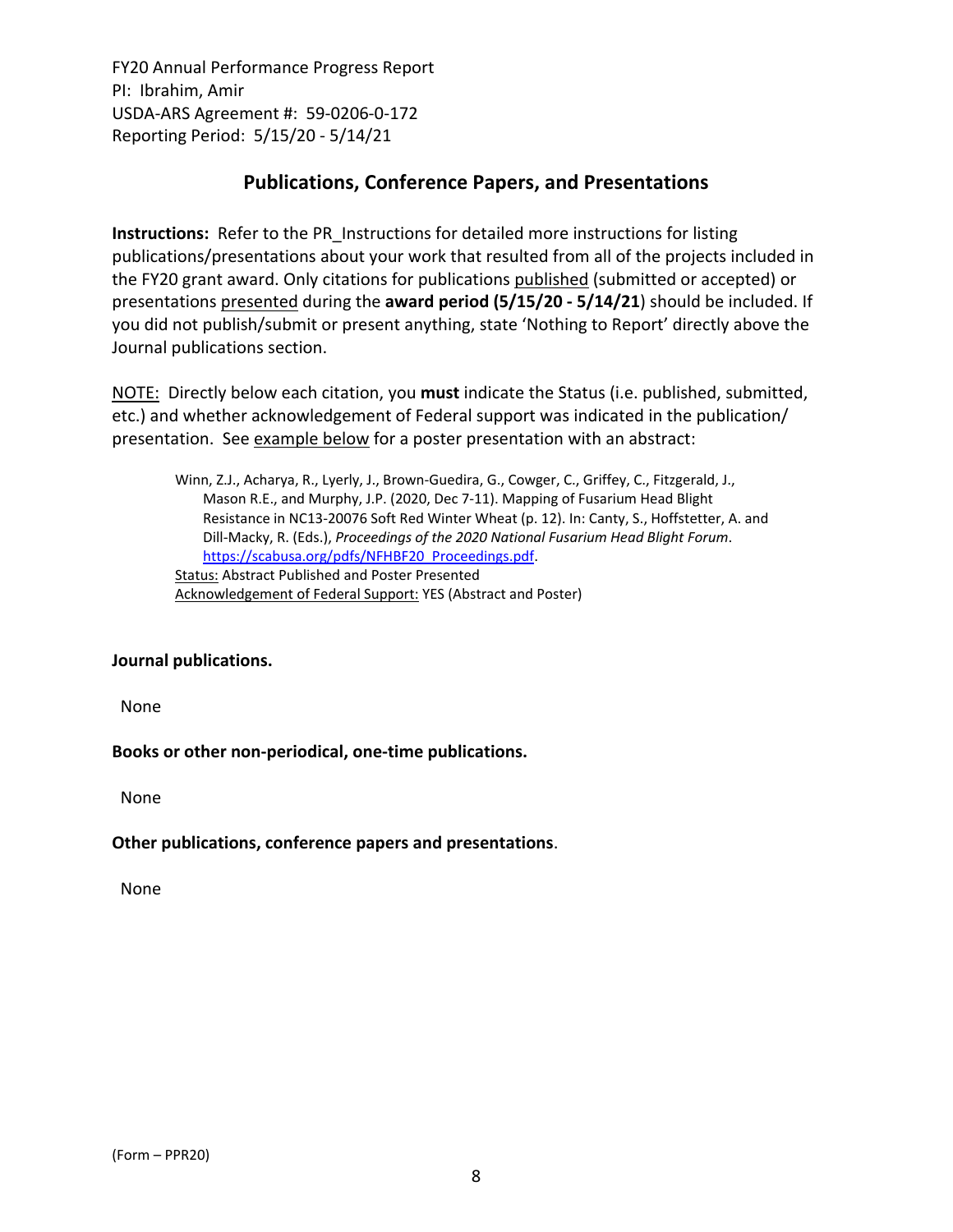FY20 Annual Performance Progress Report
PI: Ibrahim, Amir
USDA-ARS Agreement #: 59-0206-0-172
Reporting Period: 5/15/20 - 5/14/21

## Publications, Conference Papers, and Presentations

**Instructions:** Refer to the PR_Instructions for detailed more instructions for listing publications/presentations about your work that resulted from all of the projects included in the FY20 grant award. Only citations for publications published (submitted or accepted) or presentations presented during the **award period (5/15/20 - 5/14/21**) should be included. If you did not publish/submit or present anything, state 'Nothing to Report' directly above the Journal publications section.

NOTE: Directly below each citation, you **must** indicate the Status (i.e. published, submitted, etc.) and whether acknowledgement of Federal support was indicated in the publication/ presentation. See example below for a poster presentation with an abstract:

> Winn, Z.J., Acharya, R., Lyerly, J., Brown-Guedira, G., Cowger, C., Griffey, C., Fitzgerald, J., Mason R.E., and Murphy, J.P. (2020, Dec 7-11). Mapping of Fusarium Head Blight Resistance in NC13-20076 Soft Red Winter Wheat (p. 12). In: Canty, S., Hoffstetter, A. and Dill-Macky, R. (Eds.), *Proceedings of the 2020 National Fusarium Head Blight Forum*. https://scabusa.org/pdfs/NFHBF20_Proceedings.pdf.
> Status: Abstract Published and Poster Presented
> Acknowledgement of Federal Support: YES (Abstract and Poster)

**Journal publications.**

None

**Books or other non-periodical, one-time publications.**

None

**Other publications, conference papers and presentations**.

None

(Form – PPR20)